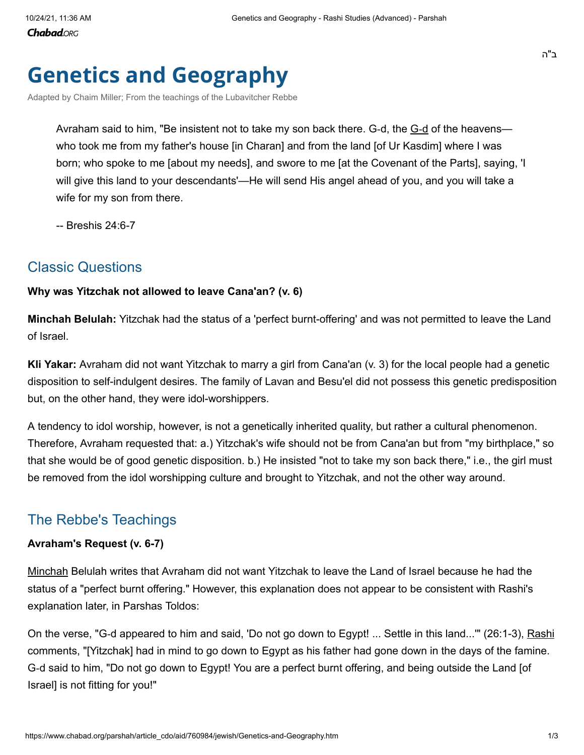ב"ה

# Genetics and Geography

Adapted by Chaim Miller; From the teachings of the Lubavitcher Rebbe

> Avraham said to him, "Be insistent not to take my son back there. G-d, the G-d of the heavens—who took me from my father's house [in Charan] and from the land [of Ur Kasdim] where I was born; who spoke to me [about my needs], and swore to me [at the Covenant of the Parts], saying, 'I will give this land to your descendants'—He will send His angel ahead of you, and you will take a wife for my son from there.
>
> -- Breshis 24:6-7

## Classic Questions

**Why was Yitzchak not allowed to leave Cana'an? (v. 6)**

**Minchah Belulah:** Yitzchak had the status of a 'perfect burnt-offering' and was not permitted to leave the Land of Israel.

**Kli Yakar:** Avraham did not want Yitzchak to marry a girl from Cana'an (v. 3) for the local people had a genetic disposition to self-indulgent desires. The family of Lavan and Besu'el did not possess this genetic predisposition but, on the other hand, they were idol-worshippers.

A tendency to idol worship, however, is not a genetically inherited quality, but rather a cultural phenomenon. Therefore, Avraham requested that: a.) Yitzchak's wife should not be from Cana'an but from "my birthplace," so that she would be of good genetic disposition. b.) He insisted "not to take my son back there," i.e., the girl must be removed from the idol worshipping culture and brought to Yitzchak, and not the other way around.

## The Rebbe's Teachings

**Avraham's Request (v. 6-7)**

Minchah Belulah writes that Avraham did not want Yitzchak to leave the Land of Israel because he had the status of a "perfect burnt offering." However, this explanation does not appear to be consistent with Rashi's explanation later, in Parshas Toldos:

On the verse, "G-d appeared to him and said, 'Do not go down to Egypt! ... Settle in this land...'" (26:1-3), Rashi comments, "[Yitzchak] had in mind to go down to Egypt as his father had gone down in the days of the famine. G-d said to him, "Do not go down to Egypt! You are a perfect burnt offering, and being outside the Land [of Israel] is not fitting for you!"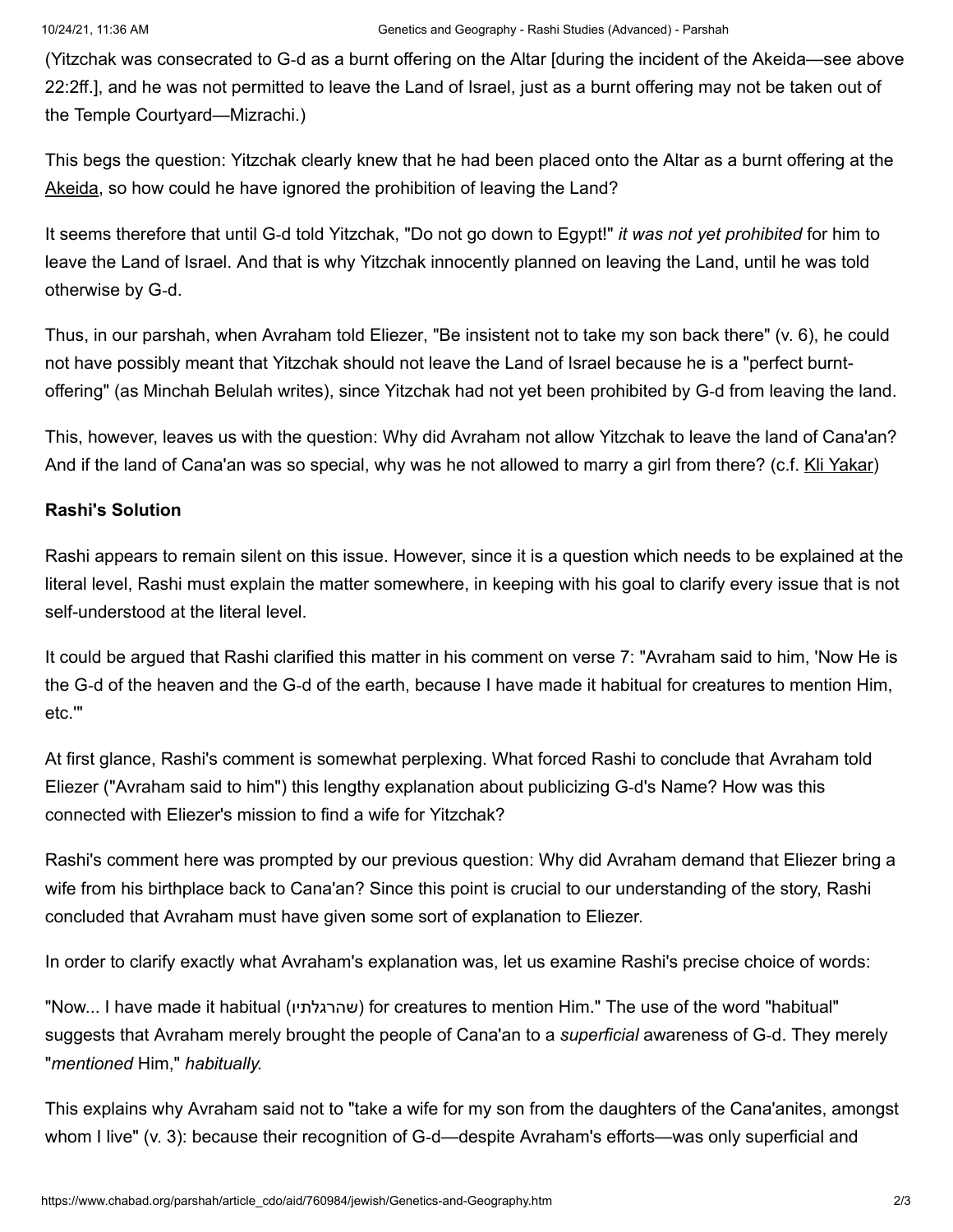(Yitzchak was consecrated to G-d as a burnt offering on the Altar [during the incident of the Akeida—see above 22:2ff.], and he was not permitted to leave the Land of Israel, just as a burnt offering may not be taken out of the Temple Courtyard—Mizrachi.)

This begs the question: Yitzchak clearly knew that he had been placed onto the Altar as a burnt offering at the Akeida, so how could he have ignored the prohibition of leaving the Land?

It seems therefore that until G-d told Yitzchak, "Do not go down to Egypt!" *it was not yet prohibited* for him to leave the Land of Israel. And that is why Yitzchak innocently planned on leaving the Land, until he was told otherwise by G-d.

Thus, in our parshah, when Avraham told Eliezer, "Be insistent not to take my son back there" (v. 6), he could not have possibly meant that Yitzchak should not leave the Land of Israel because he is a "perfect burnt-offering" (as Minchah Belulah writes), since Yitzchak had not yet been prohibited by G-d from leaving the land.

This, however, leaves us with the question: Why did Avraham not allow Yitzchak to leave the land of Cana'an? And if the land of Cana'an was so special, why was he not allowed to marry a girl from there? (c.f. Kli Yakar)

**Rashi's Solution**

Rashi appears to remain silent on this issue. However, since it is a question which needs to be explained at the literal level, Rashi must explain the matter somewhere, in keeping with his goal to clarify every issue that is not self-understood at the literal level.

It could be argued that Rashi clarified this matter in his comment on verse 7: "Avraham said to him, 'Now He is the G-d of the heaven and the G-d of the earth, because I have made it habitual for creatures to mention Him, etc.'"

At first glance, Rashi's comment is somewhat perplexing. What forced Rashi to conclude that Avraham told Eliezer ("Avraham said to him") this lengthy explanation about publicizing G-d's Name? How was this connected with Eliezer's mission to find a wife for Yitzchak?

Rashi's comment here was prompted by our previous question: Why did Avraham demand that Eliezer bring a wife from his birthplace back to Cana'an? Since this point is crucial to our understanding of the story, Rashi concluded that Avraham must have given some sort of explanation to Eliezer.

In order to clarify exactly what Avraham's explanation was, let us examine Rashi's precise choice of words:

"Now... I have made it habitual (שהרגלתיו) for creatures to mention Him." The use of the word "habitual" suggests that Avraham merely brought the people of Cana'an to a *superficial* awareness of G-d. They merely "*mentioned* Him," *habitually.*

This explains why Avraham said not to "take a wife for my son from the daughters of the Cana'anites, amongst whom I live" (v. 3): because their recognition of G-d—despite Avraham's efforts—was only superficial and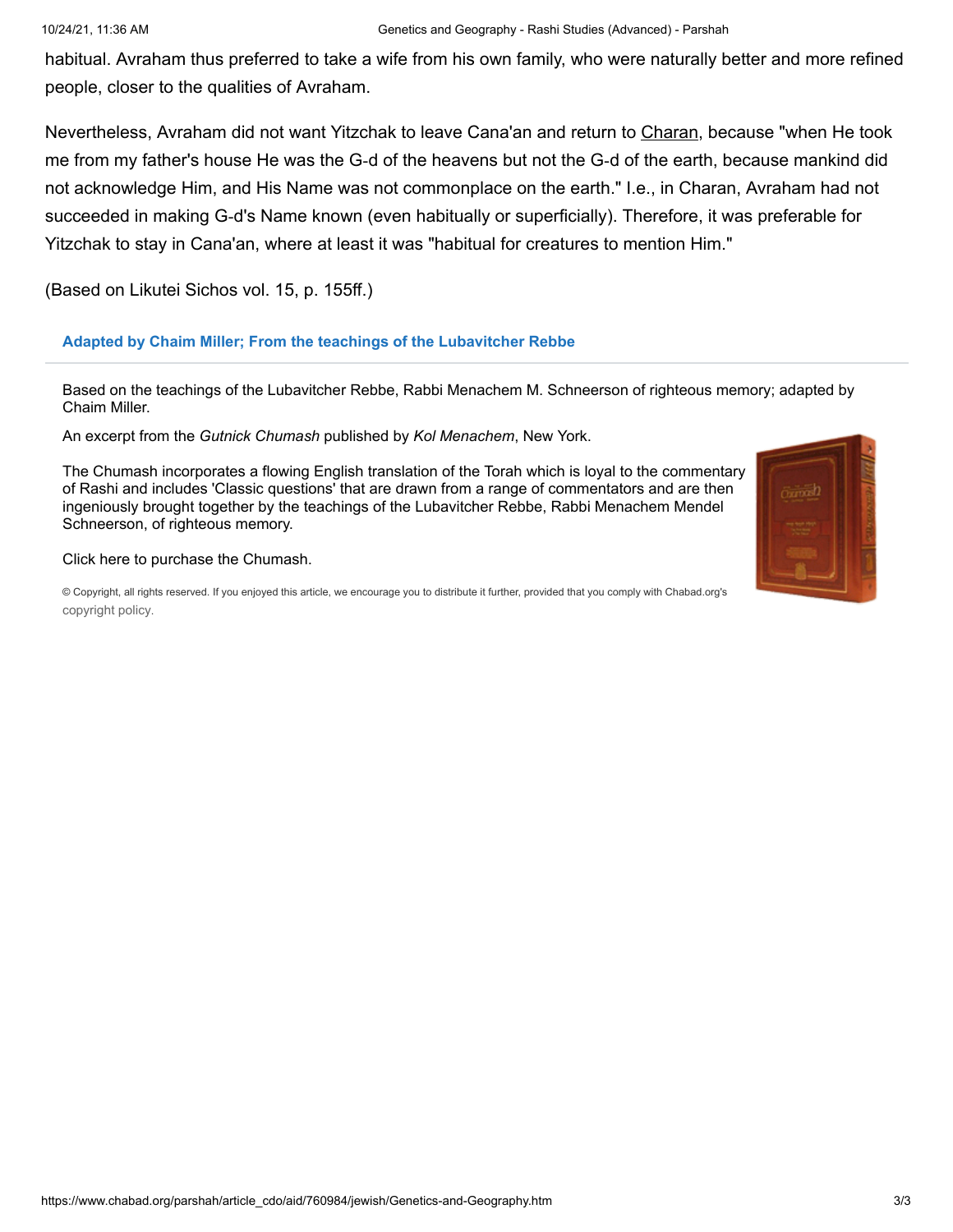habitual. Avraham thus preferred to take a wife from his own family, who were naturally better and more refined people, closer to the qualities of Avraham.

Nevertheless, Avraham did not want Yitzchak to leave Cana'an and return to Charan, because "when He took me from my father's house He was the G-d of the heavens but not the G-d of the earth, because mankind did not acknowledge Him, and His Name was not commonplace on the earth." I.e., in Charan, Avraham had not succeeded in making G-d's Name known (even habitually or superficially). Therefore, it was preferable for Yitzchak to stay in Cana'an, where at least it was "habitual for creatures to mention Him."

(Based on Likutei Sichos vol. 15, p. 155ff.)

**Adapted by Chaim Miller; From the teachings of the Lubavitcher Rebbe**

Based on the teachings of the Lubavitcher Rebbe, Rabbi Menachem M. Schneerson of righteous memory; adapted by Chaim Miller.

An excerpt from the *Gutnick Chumash* published by *Kol Menachem*, New York.

The Chumash incorporates a flowing English translation of the Torah which is loyal to the commentary of Rashi and includes 'Classic questions' that are drawn from a range of commentators and are then ingeniously brought together by the teachings of the Lubavitcher Rebbe, Rabbi Menachem Mendel Schneerson, of righteous memory.

Click here to purchase the Chumash.

© Copyright, all rights reserved. If you enjoyed this article, we encourage you to distribute it further, provided that you comply with Chabad.org's copyright policy.